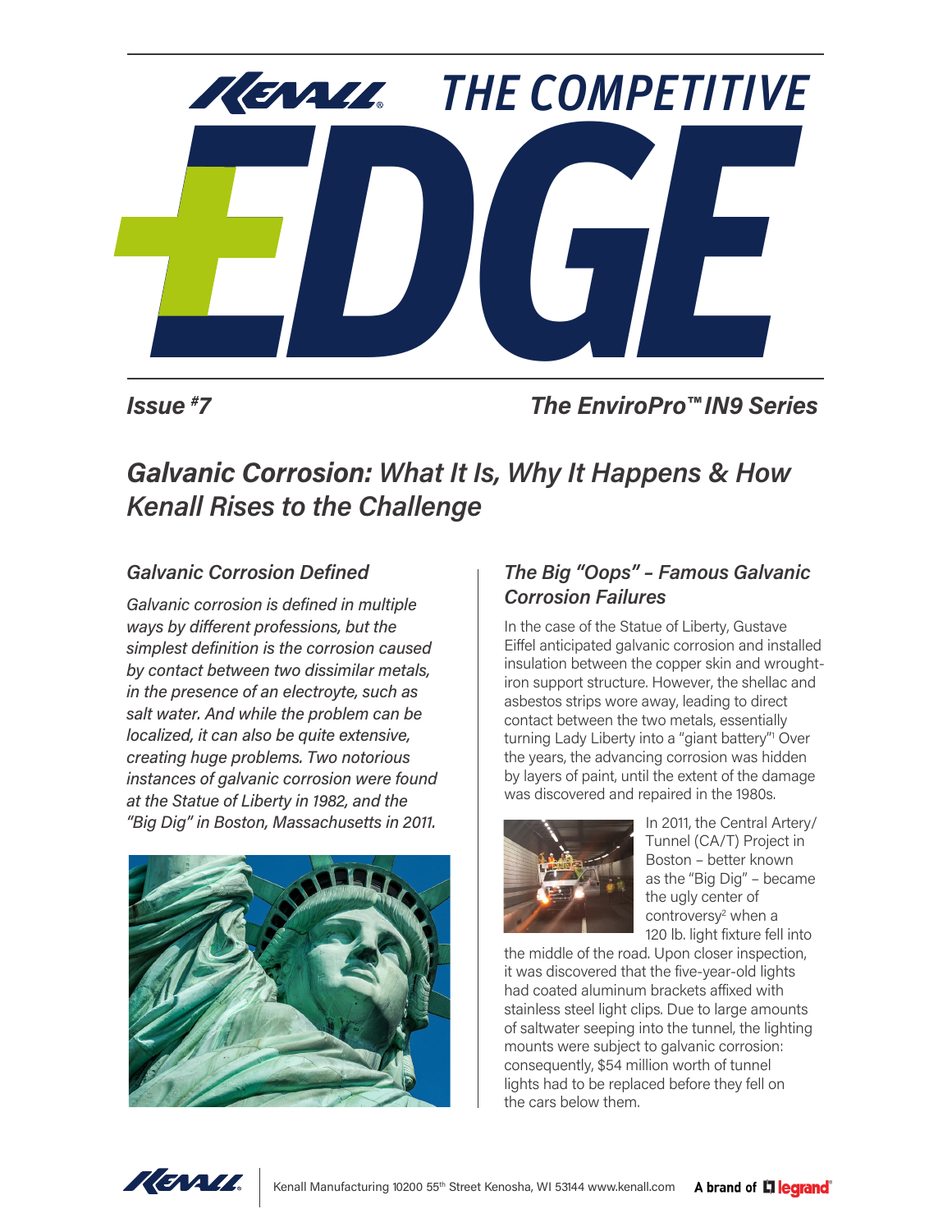# KENALL THE COMPETITIVE EDGE

*Issue #7* — *The EnviroPro™ IN9 Series*

## *Galvanic Corrosion: What It Is, Why It Happens & How Kenall Rises to the Challenge*

### *Galvanic Corrosion Defined*

*Galvanic corrosion is defined in multiple ways by different professions, but the simplest definition is the corrosion caused by contact between two dissimilar metals, in the presence of an electroyte, such as salt water. And while the problem can be localized, it can also be quite extensive, creating huge problems. Two notorious instances of galvanic corrosion were found at the Statue of Liberty in 1982, and the "Big Dig" in Boston, Massachusetts in 2011.*

### *The Big "Oops" – Famous Galvanic Corrosion Failures*

In the case of the Statue of Liberty, Gustave Eiffel anticipated galvanic corrosion and installed insulation between the copper skin and wrought-iron support structure. However, the shellac and asbestos strips wore away, leading to direct contact between the two metals, essentially turning Lady Liberty into a "giant battery"[1] Over the years, the advancing corrosion was hidden by layers of paint, until the extent of the damage was discovered and repaired in the 1980s.

In 2011, the Central Artery/Tunnel (CA/T) Project in Boston – better known as the "Big Dig" – became the ugly center of controversy[2] when a 120 lb. light fixture fell into the middle of the road. Upon closer inspection, it was discovered that the five-year-old lights had coated aluminum brackets affixed with stainless steel light clips. Due to large amounts of saltwater seeping into the tunnel, the lighting mounts were subject to galvanic corrosion: consequently, $54 million worth of tunnel lights had to be replaced before they fell on the cars below them.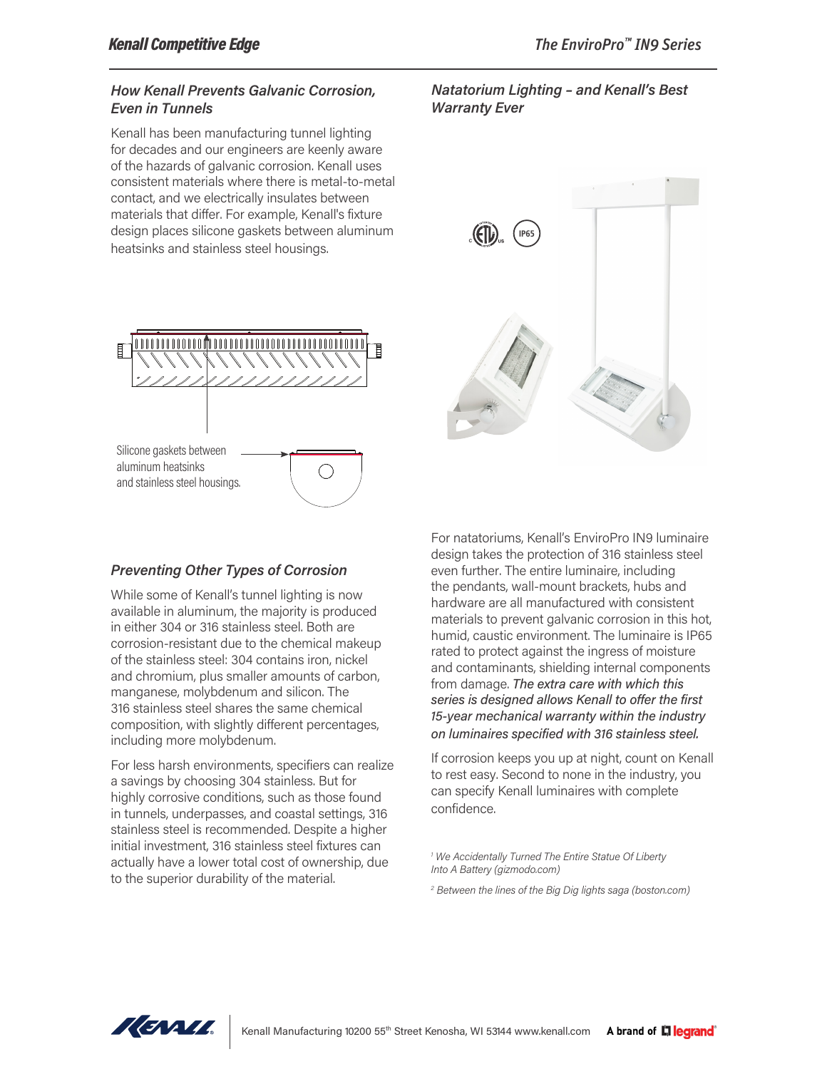## How Kenall Prevents Galvanic Corrosion, Even in Tunnels

Kenall has been manufacturing tunnel lighting for decades and our engineers are keenly aware of the hazards of galvanic corrosion. Kenall uses consistent materials where there is metal-to-metal contact, and we electrically insulates between materials that differ. For example, Kenall's fixture design places silicone gaskets between aluminum heatsinks and stainless steel housings.

Silicone gaskets between aluminum heatsinks and stainless steel housings.

## Preventing Other Types of Corrosion

While some of Kenall's tunnel lighting is now available in aluminum, the majority is produced in either 304 or 316 stainless steel. Both are corrosion-resistant due to the chemical makeup of the stainless steel: 304 contains iron, nickel and chromium, plus smaller amounts of carbon, manganese, molybdenum and silicon. The 316 stainless steel shares the same chemical composition, with slightly different percentages, including more molybdenum.

For less harsh environments, specifiers can realize a savings by choosing 304 stainless. But for highly corrosive conditions, such as those found in tunnels, underpasses, and coastal settings, 316 stainless steel is recommended. Despite a higher initial investment, 316 stainless steel fixtures can actually have a lower total cost of ownership, due to the superior durability of the material.

## Natatorium Lighting – and Kenall's Best Warranty Ever

IP65

For natatoriums, Kenall's EnviroPro IN9 luminaire design takes the protection of 316 stainless steel even further. The entire luminaire, including the pendants, wall-mount brackets, hubs and hardware are all manufactured with consistent materials to prevent galvanic corrosion in this hot, humid, caustic environment. The luminaire is IP65 rated to protect against the ingress of moisture and contaminants, shielding internal components from damage. *The extra care with which this series is designed allows Kenall to offer the first 15-year mechanical warranty within the industry on luminaires specified with 316 stainless steel.*

If corrosion keeps you up at night, count on Kenall to rest easy. Second to none in the industry, you can specify Kenall luminaires with complete confidence.

[1] *We Accidentally Turned The Entire Statue Of Liberty Into A Battery (gizmodo.com)*

[2] *Between the lines of the Big Dig lights saga (boston.com)*